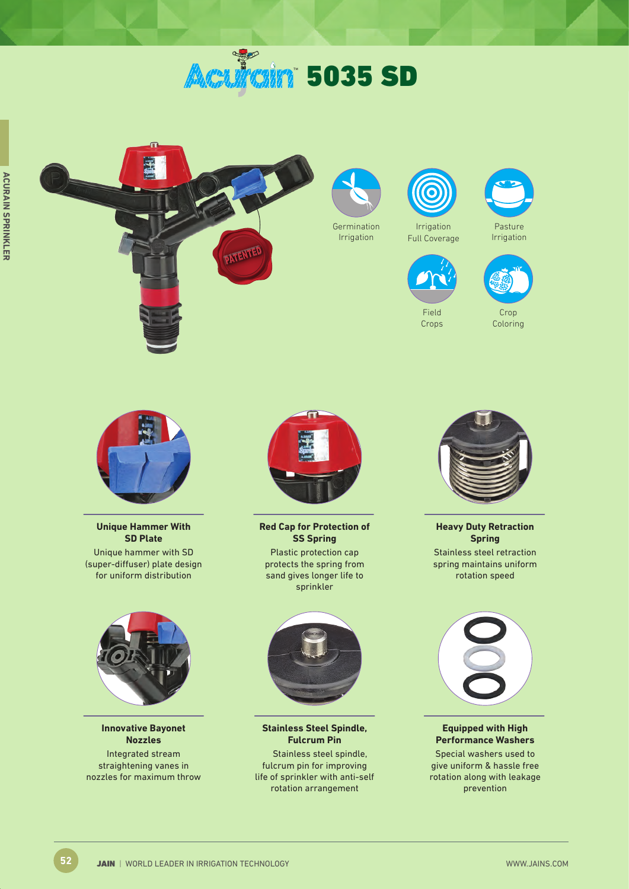# Acurain™ 5035 SD

Germination Irrigation

Irrigation Full Coverage

Pasture Irrigation

Field Crops

Crop Coloring

**Unique Hammer With SD Plate**

Unique hammer with SD (super-diffuser) plate design for uniform distribution

**Red Cap for Protection of SS Spring**

Plastic protection cap protects the spring from sand gives longer life to sprinkler

**Heavy Duty Retraction Spring**

Stainless steel retraction spring maintains uniform rotation speed

**Innovative Bayonet Nozzles**

Integrated stream straightening vanes in nozzles for maximum throw

**Stainless Steel Spindle, Fulcrum Pin**

Stainless steel spindle, fulcrum pin for improving life of sprinkler with anti-self rotation arrangement

**Equipped with High Performance Washers**

Special washers used to give uniform & hassle free rotation along with leakage prevention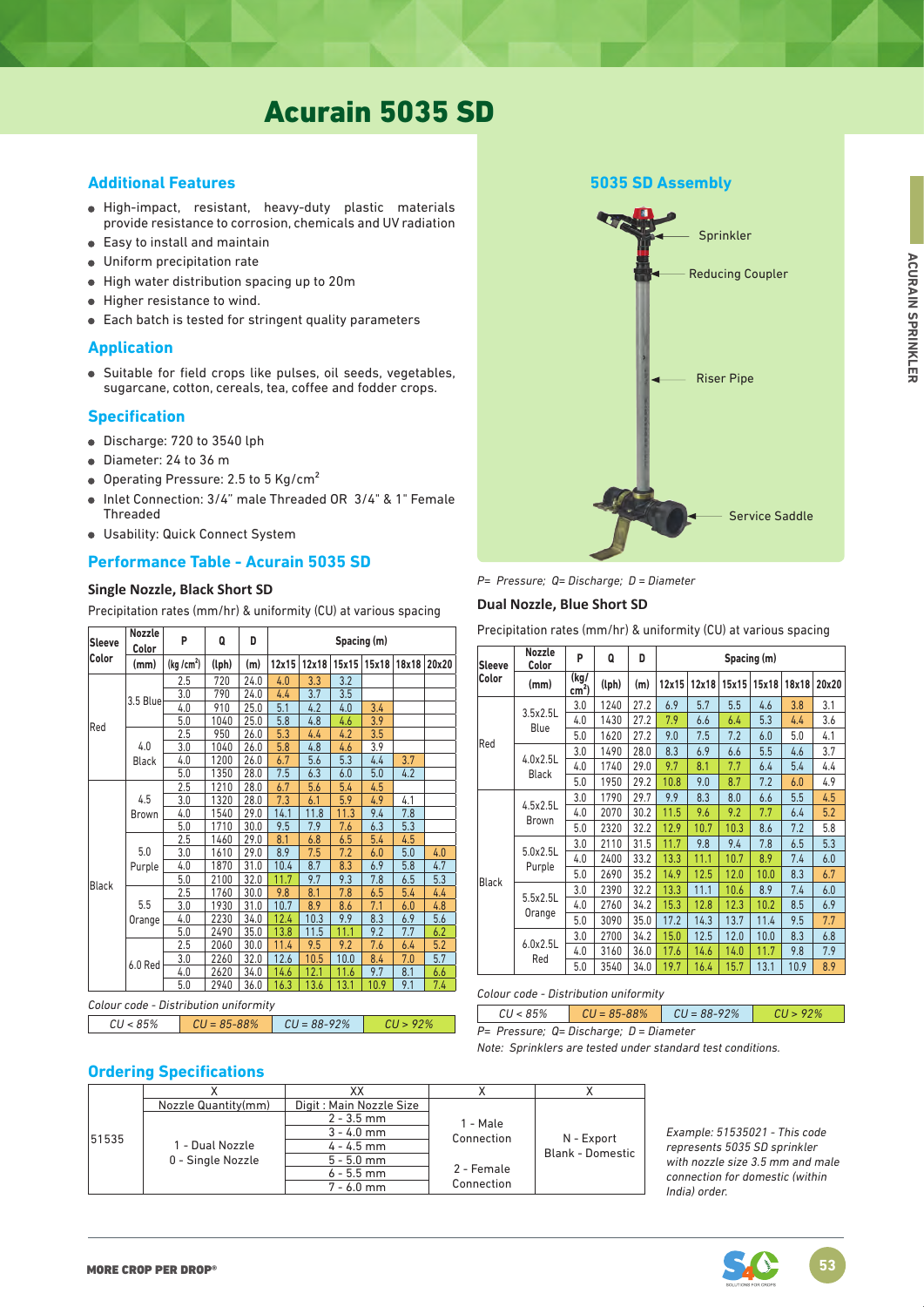# Acurain 5035 SD

## Additional Features

- High-impact, resistant, heavy-duty plastic materials provide resistance to corrosion, chemicals and UV radiation
- Easy to install and maintain
- Uniform precipitation rate
- High water distribution spacing up to 20m
- Higher resistance to wind.
- Each batch is tested for stringent quality parameters

## Application

- Suitable for field crops like pulses, oil seeds, vegetables, sugarcane, cotton, cereals, tea, coffee and fodder crops.

## Specification

- Discharge: 720 to 3540 lph
- Diameter: 24 to 36 m
- Operating Pressure: 2.5 to 5 Kg/cm$^2$
- Inlet Connection: 3/4" male Threaded OR 3/4" & 1" Female Threaded
- Usability: Quick Connect System

## 5035 SD Assembly

Sprinkler

Reducing Coupler

Riser Pipe

Service Saddle

## Performance Table - Acurain 5035 SD

### Single Nozzle, Black Short SD

Precipitation rates (mm/hr) & uniformity (CU) at various spacing

| Sleeve Color | Nozzle Color (mm) | P (kg/cm$^2$) | Q (lph) | D (m) | Spacing (m) 12x15 | 12x18 | 15x15 | 15x18 | 18x18 | 20x20 |
|---|---|---|---|---|---|---|---|---|---|---|
| Red | 3.5 Blue | 2.5 | 720 | 24.0 | 4.0 | 3.3 | 3.2 | | | |
| | | 3.0 | 790 | 24.0 | 4.4 | 3.7 | 3.5 | | | |
| | | 4.0 | 910 | 25.0 | 5.1 | 4.2 | 4.0 | 3.4 | | |
| | | 5.0 | 1040 | 25.0 | 5.8 | 4.8 | 4.6 | 3.9 | | |
| | 4.0 Black | 2.5 | 950 | 26.0 | 5.3 | 4.4 | 4.2 | 3.5 | | |
| | | 3.0 | 1040 | 26.0 | 5.8 | 4.8 | 4.6 | 3.9 | | |
| | | 4.0 | 1200 | 26.0 | 6.7 | 5.6 | 5.3 | 4.4 | 3.7 | |
| | | 5.0 | 1350 | 28.0 | 7.5 | 6.3 | 6.0 | 5.0 | 4.2 | |
| Black | 4.5 Brown | 2.5 | 1210 | 28.0 | 6.7 | 5.6 | 5.4 | 4.5 | | |
| | | 3.0 | 1320 | 28.0 | 7.3 | 6.1 | 5.9 | 4.9 | 4.1 | |
| | | 4.0 | 1540 | 29.0 | 14.1 | 11.8 | 11.3 | 9.4 | 7.8 | |
| | | 5.0 | 1710 | 30.0 | 9.5 | 7.9 | 7.6 | 6.3 | 5.3 | |
| | 5.0 Purple | 2.5 | 1460 | 29.0 | 8.1 | 6.8 | 6.5 | 5.4 | 4.5 | |
| | | 3.0 | 1610 | 29.0 | 8.9 | 7.5 | 7.2 | 6.0 | 5.0 | 4.0 |
| | | 4.0 | 1870 | 31.0 | 10.4 | 8.7 | 8.3 | 6.9 | 5.8 | 4.7 |
| | | 5.0 | 2100 | 32.0 | 11.7 | 9.7 | 9.3 | 7.8 | 6.5 | 5.3 |
| | 5.5 Orange | 2.5 | 1760 | 30.0 | 9.8 | 8.1 | 7.8 | 6.5 | 5.4 | 4.4 |
| | | 3.0 | 1930 | 31.0 | 10.7 | 8.9 | 8.6 | 7.1 | 6.0 | 4.8 |
| | | 4.0 | 2230 | 34.0 | 12.4 | 10.3 | 9.9 | 8.3 | 6.9 | 5.6 |
| | | 5.0 | 2490 | 35.0 | 13.8 | 11.5 | 11.1 | 9.2 | 7.7 | 6.2 |
| | 6.0 Red | 2.5 | 2060 | 30.0 | 11.4 | 9.5 | 9.2 | 7.6 | 6.4 | 5.2 |
| | | 3.0 | 2260 | 32.0 | 12.6 | 10.5 | 10.0 | 8.4 | 7.0 | 5.7 |
| | | 4.0 | 2620 | 34.0 | 14.6 | 12.1 | 11.6 | 9.7 | 8.1 | 6.6 |
| | | 5.0 | 2940 | 36.0 | 16.3 | 13.6 | 13.1 | 10.9 | 9.1 | 7.4 |

*Colour code - Distribution uniformity*

| CU < 85% | CU = 85-88% | CU = 88-92% | CU > 92% |
|---|---|---|---|

*P= Pressure; Q= Discharge; D = Diameter*

### Dual Nozzle, Blue Short SD

Precipitation rates (mm/hr) & uniformity (CU) at various spacing

| Sleeve Color | Nozzle Color (mm) | P (kg/cm$^2$) | Q (lph) | D (m) | Spacing (m) 12x15 | 12x18 | 15x15 | 15x18 | 18x18 | 20x20 |
|---|---|---|---|---|---|---|---|---|---|---|
| Red | 3.5x2.5L Blue | 3.0 | 1240 | 27.2 | 6.9 | 5.7 | 5.5 | 4.6 | 3.8 | 3.1 |
| | | 4.0 | 1430 | 27.2 | 7.9 | 6.6 | 6.4 | 5.3 | 4.4 | 3.6 |
| | | 5.0 | 1620 | 27.2 | 9.0 | 7.5 | 7.2 | 6.0 | 5.0 | 4.1 |
| | 4.0x2.5L Black | 3.0 | 1490 | 28.0 | 8.3 | 6.9 | 6.6 | 5.5 | 4.6 | 3.7 |
| | | 4.0 | 1740 | 29.0 | 9.7 | 8.1 | 7.7 | 6.4 | 5.4 | 4.4 |
| | | 5.0 | 1950 | 29.2 | 10.8 | 9.0 | 8.7 | 7.2 | 6.0 | 4.9 |
| Black | 4.5x2.5L Brown | 3.0 | 1790 | 29.7 | 9.9 | 8.3 | 8.0 | 6.6 | 5.5 | 4.5 |
| | | 4.0 | 2070 | 30.2 | 11.5 | 9.6 | 9.2 | 7.7 | 6.4 | 5.2 |
| | | 5.0 | 2320 | 32.2 | 12.9 | 10.7 | 10.3 | 8.6 | 7.2 | 5.8 |
| | 5.0x2.5L Purple | 3.0 | 2110 | 31.5 | 11.7 | 9.8 | 9.4 | 7.8 | 6.5 | 5.3 |
| | | 4.0 | 2400 | 33.2 | 13.3 | 11.1 | 10.7 | 8.9 | 7.4 | 6.0 |
| | | 5.0 | 2690 | 35.2 | 14.9 | 12.5 | 12.0 | 10.0 | 8.3 | 6.7 |
| | 5.5x2.5L Orange | 3.0 | 2390 | 32.2 | 13.3 | 11.1 | 10.6 | 8.9 | 7.4 | 6.0 |
| | | 4.0 | 2760 | 34.2 | 15.3 | 12.8 | 12.3 | 10.2 | 8.5 | 6.9 |
| | | 5.0 | 3090 | 35.0 | 17.2 | 14.3 | 13.7 | 11.4 | 9.5 | 7.7 |
| | 6.0x2.5L Red | 3.0 | 2700 | 34.2 | 15.0 | 12.5 | 12.0 | 10.0 | 8.3 | 6.8 |
| | | 4.0 | 3160 | 36.0 | 17.6 | 14.6 | 14.0 | 11.7 | 9.8 | 7.9 |
| | | 5.0 | 3540 | 34.0 | 19.7 | 16.4 | 15.7 | 13.1 | 10.9 | 8.9 |

*Colour code - Distribution uniformity*

| CU < 85% | CU = 85-88% | CU = 88-92% | CU > 92% |
|---|---|---|---|

*P= Pressure; Q= Discharge; D = Diameter*

*Note: Sprinklers are tested under standard test conditions.*

## Ordering Specifications

| | X | XX | X | X |
|---|---|---|---|---|
| 51535 | Nozzle Quantity(mm) | Digit : Main Nozzle Size | 1 - Male Connection<br>2 - Female Connection | N - Export<br>Blank - Domestic |
| | 1 - Dual Nozzle<br>0 - Single Nozzle | 2 - 3.5 mm | | |
| | | 3 - 4.0 mm | | |
| | | 4 - 4.5 mm | | |
| | | 5 - 5.0 mm | | |
| | | 6 - 5.5 mm | | |
| | | 7 - 6.0 mm | | |

*Example: 51535021 - This code represents 5035 SD sprinkler with nozzle size 3.5 mm and male connection for domestic (within India) order.*

MORE CROP PER DROP®